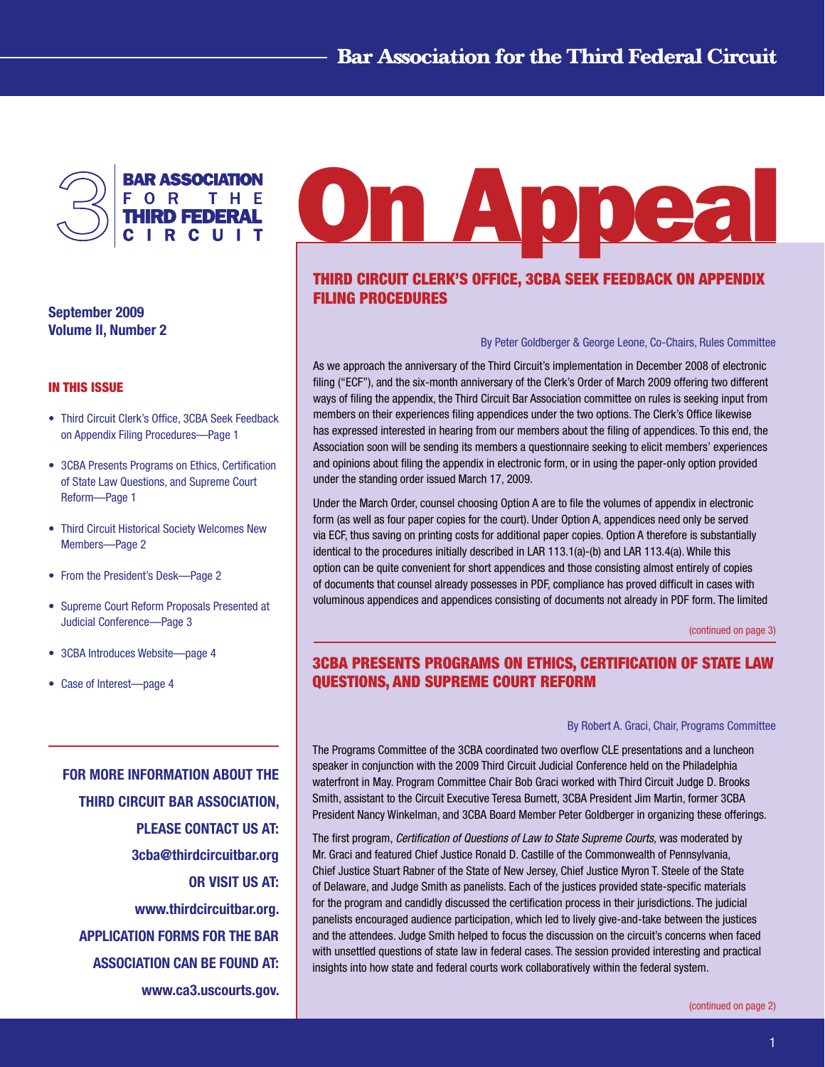# On Appeal

**BAR ASSOCIATION FOR THE THIRD FEDERAL CIRCUIT**

**September 2009**
**Volume II, Number 2**

**IN THIS ISSUE**

- Third Circuit Clerk's Office, 3CBA Seek Feedback on Appendix Filing Procedures—Page 1
- 3CBA Presents Programs on Ethics, Certification of State Law Questions, and Supreme Court Reform—Page 1
- Third Circuit Historical Society Welcomes New Members—Page 2
- From the President's Desk—Page 2
- Supreme Court Reform Proposals Presented at Judicial Conference—Page 3
- 3CBA Introduces Website—page 4
- Case of Interest—page 4

**FOR MORE INFORMATION ABOUT THE THIRD CIRCUIT BAR ASSOCIATION, PLEASE CONTACT US AT: 3cba@thirdcircuitbar.org OR VISIT US AT: www.thirdcircuitbar.org. APPLICATION FORMS FOR THE BAR ASSOCIATION CAN BE FOUND AT: www.ca3.uscourts.gov.**

## THIRD CIRCUIT CLERK'S OFFICE, 3CBA SEEK FEEDBACK ON APPENDIX FILING PROCEDURES

By Peter Goldberger & George Leone, Co-Chairs, Rules Committee

As we approach the anniversary of the Third Circuit's implementation in December 2008 of electronic filing ("ECF"), and the six-month anniversary of the Clerk's Order of March 2009 offering two different ways of filing the appendix, the Third Circuit Bar Association committee on rules is seeking input from members on their experiences filing appendices under the two options. The Clerk's Office likewise has expressed interested in hearing from our members about the filing of appendices. To this end, the Association soon will be sending its members a questionnaire seeking to elicit members' experiences and opinions about filing the appendix in electronic form, or in using the paper-only option provided under the standing order issued March 17, 2009.

Under the March Order, counsel choosing Option A are to file the volumes of appendix in electronic form (as well as four paper copies for the court). Under Option A, appendices need only be served via ECF, thus saving on printing costs for additional paper copies. Option A therefore is substantially identical to the procedures initially described in LAR 113.1(a)-(b) and LAR 113.4(a). While this option can be quite convenient for short appendices and those consisting almost entirely of copies of documents that counsel already possesses in PDF, compliance has proved difficult in cases with voluminous appendices and appendices consisting of documents not already in PDF form. The limited

(continued on page 3)

## 3CBA PRESENTS PROGRAMS ON ETHICS, CERTIFICATION OF STATE LAW QUESTIONS, AND SUPREME COURT REFORM

By Robert A. Graci, Chair, Programs Committee

The Programs Committee of the 3CBA coordinated two overflow CLE presentations and a luncheon speaker in conjunction with the 2009 Third Circuit Judicial Conference held on the Philadelphia waterfront in May. Program Committee Chair Bob Graci worked with Third Circuit Judge D. Brooks Smith, assistant to the Circuit Executive Teresa Burnett, 3CBA President Jim Martin, former 3CBA President Nancy Winkelman, and 3CBA Board Member Peter Goldberger in organizing these offerings.

The first program, *Certification of Questions of Law to State Supreme Courts,* was moderated by Mr. Graci and featured Chief Justice Ronald D. Castille of the Commonwealth of Pennsylvania, Chief Justice Stuart Rabner of the State of New Jersey, Chief Justice Myron T. Steele of the State of Delaware, and Judge Smith as panelists. Each of the justices provided state-specific materials for the program and candidly discussed the certification process in their jurisdictions. The judicial panelists encouraged audience participation, which led to lively give-and-take between the justices and the attendees. Judge Smith helped to focus the discussion on the circuit's concerns when faced with unsettled questions of state law in federal cases. The session provided interesting and practical insights into how state and federal courts work collaboratively within the federal system.

(continued on page 2)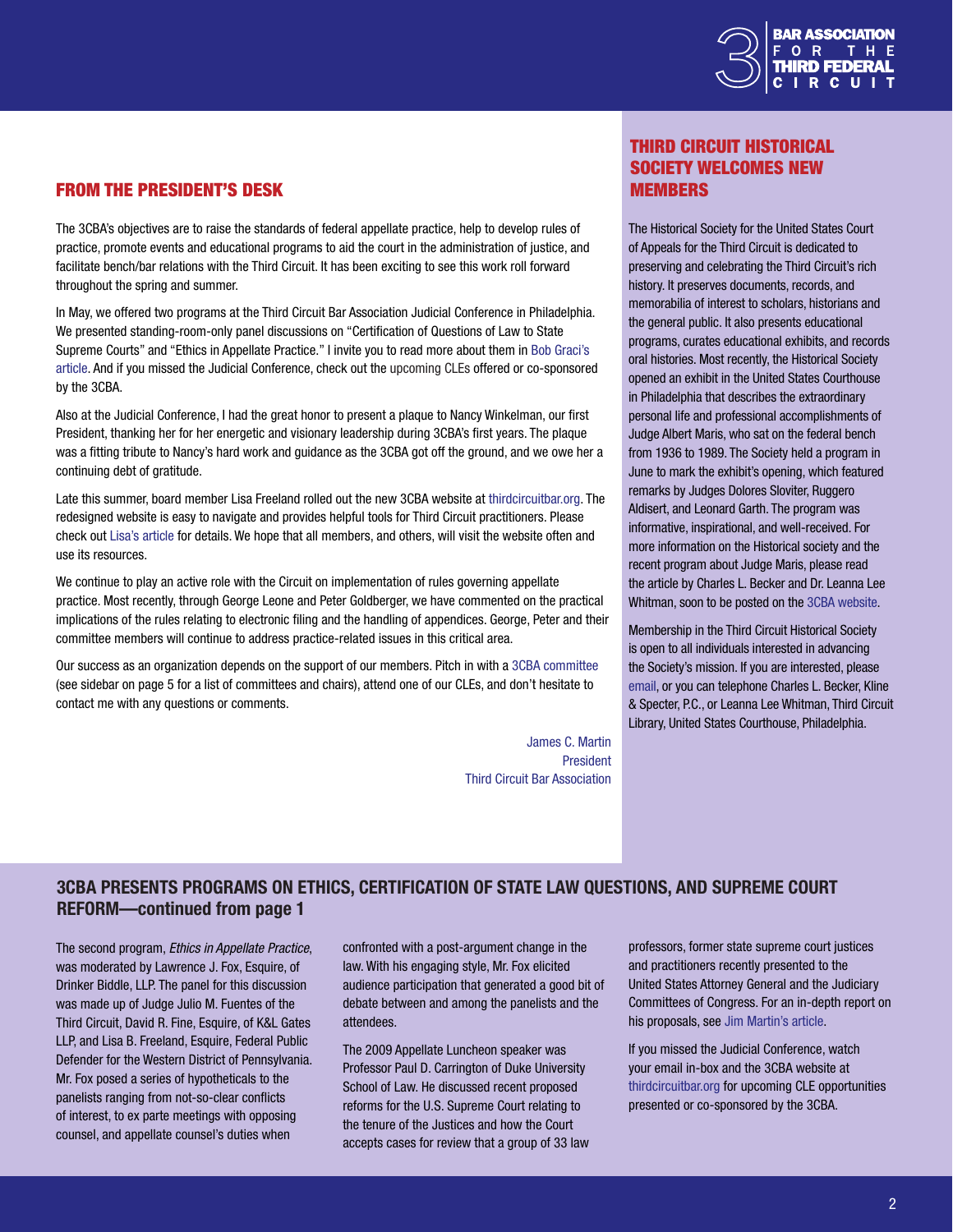## FROM THE PRESIDENT'S DESK

The 3CBA's objectives are to raise the standards of federal appellate practice, help to develop rules of practice, promote events and educational programs to aid the court in the administration of justice, and facilitate bench/bar relations with the Third Circuit. It has been exciting to see this work roll forward throughout the spring and summer.

In May, we offered two programs at the Third Circuit Bar Association Judicial Conference in Philadelphia. We presented standing-room-only panel discussions on "Certification of Questions of Law to State Supreme Courts" and "Ethics in Appellate Practice." I invite you to read more about them in Bob Graci's article. And if you missed the Judicial Conference, check out the upcoming CLEs offered or co-sponsored by the 3CBA.

Also at the Judicial Conference, I had the great honor to present a plaque to Nancy Winkelman, our first President, thanking her for her energetic and visionary leadership during 3CBA's first years. The plaque was a fitting tribute to Nancy's hard work and guidance as the 3CBA got off the ground, and we owe her a continuing debt of gratitude.

Late this summer, board member Lisa Freeland rolled out the new 3CBA website at thirdcircuitbar.org. The redesigned website is easy to navigate and provides helpful tools for Third Circuit practitioners. Please check out Lisa's article for details. We hope that all members, and others, will visit the website often and use its resources.

We continue to play an active role with the Circuit on implementation of rules governing appellate practice. Most recently, through George Leone and Peter Goldberger, we have commented on the practical implications of the rules relating to electronic filing and the handling of appendices. George, Peter and their committee members will continue to address practice-related issues in this critical area.

Our success as an organization depends on the support of our members. Pitch in with a 3CBA committee (see sidebar on page 5 for a list of committees and chairs), attend one of our CLEs, and don't hesitate to contact me with any questions or comments.

James C. Martin
President
Third Circuit Bar Association

## THIRD CIRCUIT HISTORICAL SOCIETY WELCOMES NEW MEMBERS

The Historical Society for the United States Court of Appeals for the Third Circuit is dedicated to preserving and celebrating the Third Circuit's rich history. It preserves documents, records, and memorabilia of interest to scholars, historians and the general public. It also presents educational programs, curates educational exhibits, and records oral histories. Most recently, the Historical Society opened an exhibit in the United States Courthouse in Philadelphia that describes the extraordinary personal life and professional accomplishments of Judge Albert Maris, who sat on the federal bench from 1936 to 1989. The Society held a program in June to mark the exhibit's opening, which featured remarks by Judges Dolores Sloviter, Ruggero Aldisert, and Leonard Garth. The program was informative, inspirational, and well-received. For more information on the Historical society and the recent program about Judge Maris, please read the article by Charles L. Becker and Dr. Leanna Lee Whitman, soon to be posted on the 3CBA website.

Membership in the Third Circuit Historical Society is open to all individuals interested in advancing the Society's mission. If you are interested, please email, or you can telephone Charles L. Becker, Kline & Specter, P.C., or Leanna Lee Whitman, Third Circuit Library, United States Courthouse, Philadelphia.

## 3CBA PRESENTS PROGRAMS ON ETHICS, CERTIFICATION OF STATE LAW QUESTIONS, AND SUPREME COURT REFORM—continued from page 1

The second program, *Ethics in Appellate Practice*, was moderated by Lawrence J. Fox, Esquire, of Drinker Biddle, LLP. The panel for this discussion was made up of Judge Julio M. Fuentes of the Third Circuit, David R. Fine, Esquire, of K&L Gates LLP, and Lisa B. Freeland, Esquire, Federal Public Defender for the Western District of Pennsylvania. Mr. Fox posed a series of hypotheticals to the panelists ranging from not-so-clear conflicts of interest, to ex parte meetings with opposing counsel, and appellate counsel's duties when confronted with a post-argument change in the law. With his engaging style, Mr. Fox elicited audience participation that generated a good bit of debate between and among the panelists and the attendees.

The 2009 Appellate Luncheon speaker was Professor Paul D. Carrington of Duke University School of Law. He discussed recent proposed reforms for the U.S. Supreme Court relating to the tenure of the Justices and how the Court accepts cases for review that a group of 33 law professors, former state supreme court justices and practitioners recently presented to the United States Attorney General and the Judiciary Committees of Congress. For an in-depth report on his proposals, see Jim Martin's article.

If you missed the Judicial Conference, watch your email in-box and the 3CBA website at thirdcircuitbar.org for upcoming CLE opportunities presented or co-sponsored by the 3CBA.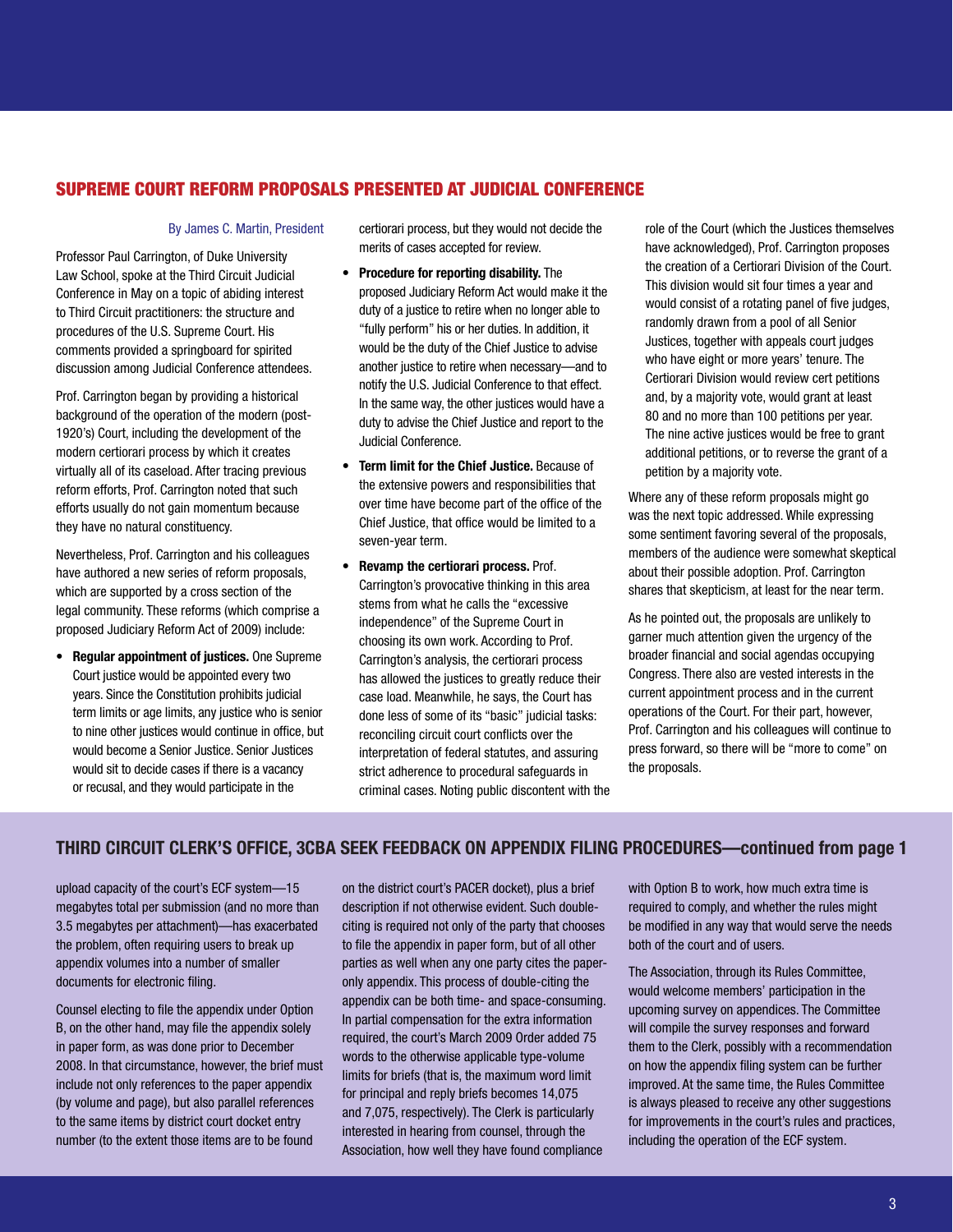## SUPREME COURT REFORM PROPOSALS PRESENTED AT JUDICIAL CONFERENCE

By James C. Martin, President

Professor Paul Carrington, of Duke University Law School, spoke at the Third Circuit Judicial Conference in May on a topic of abiding interest to Third Circuit practitioners: the structure and procedures of the U.S. Supreme Court. His comments provided a springboard for spirited discussion among Judicial Conference attendees.

Prof. Carrington began by providing a historical background of the operation of the modern (post-1920's) Court, including the development of the modern certiorari process by which it creates virtually all of its caseload. After tracing previous reform efforts, Prof. Carrington noted that such efforts usually do not gain momentum because they have no natural constituency.

Nevertheless, Prof. Carrington and his colleagues have authored a new series of reform proposals, which are supported by a cross section of the legal community. These reforms (which comprise a proposed Judiciary Reform Act of 2009) include:

- **Regular appointment of justices.** One Supreme Court justice would be appointed every two years. Since the Constitution prohibits judicial term limits or age limits, any justice who is senior to nine other justices would continue in office, but would become a Senior Justice. Senior Justices would sit to decide cases if there is a vacancy or recusal, and they would participate in the certiorari process, but they would not decide the merits of cases accepted for review.
- **Procedure for reporting disability.** The proposed Judiciary Reform Act would make it the duty of a justice to retire when no longer able to "fully perform" his or her duties. In addition, it would be the duty of the Chief Justice to advise another justice to retire when necessary—and to notify the U.S. Judicial Conference to that effect. In the same way, the other justices would have a duty to advise the Chief Justice and report to the Judicial Conference.
- **Term limit for the Chief Justice.** Because of the extensive powers and responsibilities that over time have become part of the office of the Chief Justice, that office would be limited to a seven-year term.
- **Revamp the certiorari process.** Prof. Carrington's provocative thinking in this area stems from what he calls the "excessive independence" of the Supreme Court in choosing its own work. According to Prof. Carrington's analysis, the certiorari process has allowed the justices to greatly reduce their case load. Meanwhile, he says, the Court has done less of some of its "basic" judicial tasks: reconciling circuit court conflicts over the interpretation of federal statutes, and assuring strict adherence to procedural safeguards in criminal cases. Noting public discontent with the role of the Court (which the Justices themselves have acknowledged), Prof. Carrington proposes the creation of a Certiorari Division of the Court. This division would sit four times a year and would consist of a rotating panel of five judges, randomly drawn from a pool of all Senior Justices, together with appeals court judges who have eight or more years' tenure. The Certiorari Division would review cert petitions and, by a majority vote, would grant at least 80 and no more than 100 petitions per year. The nine active justices would be free to grant additional petitions, or to reverse the grant of a petition by a majority vote.

Where any of these reform proposals might go was the next topic addressed. While expressing some sentiment favoring several of the proposals, members of the audience were somewhat skeptical about their possible adoption. Prof. Carrington shares that skepticism, at least for the near term.

As he pointed out, the proposals are unlikely to garner much attention given the urgency of the broader financial and social agendas occupying Congress. There also are vested interests in the current appointment process and in the current operations of the Court. For their part, however, Prof. Carrington and his colleagues will continue to press forward, so there will be "more to come" on the proposals.

## THIRD CIRCUIT CLERK'S OFFICE, 3CBA SEEK FEEDBACK ON APPENDIX FILING PROCEDURES—continued from page 1

upload capacity of the court's ECF system—15 megabytes total per submission (and no more than 3.5 megabytes per attachment)—has exacerbated the problem, often requiring users to break up appendix volumes into a number of smaller documents for electronic filing.

Counsel electing to file the appendix under Option B, on the other hand, may file the appendix solely in paper form, as was done prior to December 2008. In that circumstance, however, the brief must include not only references to the paper appendix (by volume and page), but also parallel references to the same items by district court docket entry number (to the extent those items are to be found on the district court's PACER docket), plus a brief description if not otherwise evident. Such double-citing is required not only of the party that chooses to file the appendix in paper form, but of all other parties as well when any one party cites the paper-only appendix. This process of double-citing the appendix can be both time- and space-consuming. In partial compensation for the extra information required, the court's March 2009 Order added 75 words to the otherwise applicable type-volume limits for briefs (that is, the maximum word limit for principal and reply briefs becomes 14,075 and 7,075, respectively). The Clerk is particularly interested in hearing from counsel, through the Association, how well they have found compliance with Option B to work, how much extra time is required to comply, and whether the rules might be modified in any way that would serve the needs both of the court and of users.

The Association, through its Rules Committee, would welcome members' participation in the upcoming survey on appendices. The Committee will compile the survey responses and forward them to the Clerk, possibly with a recommendation on how the appendix filing system can be further improved. At the same time, the Rules Committee is always pleased to receive any other suggestions for improvements in the court's rules and practices, including the operation of the ECF system.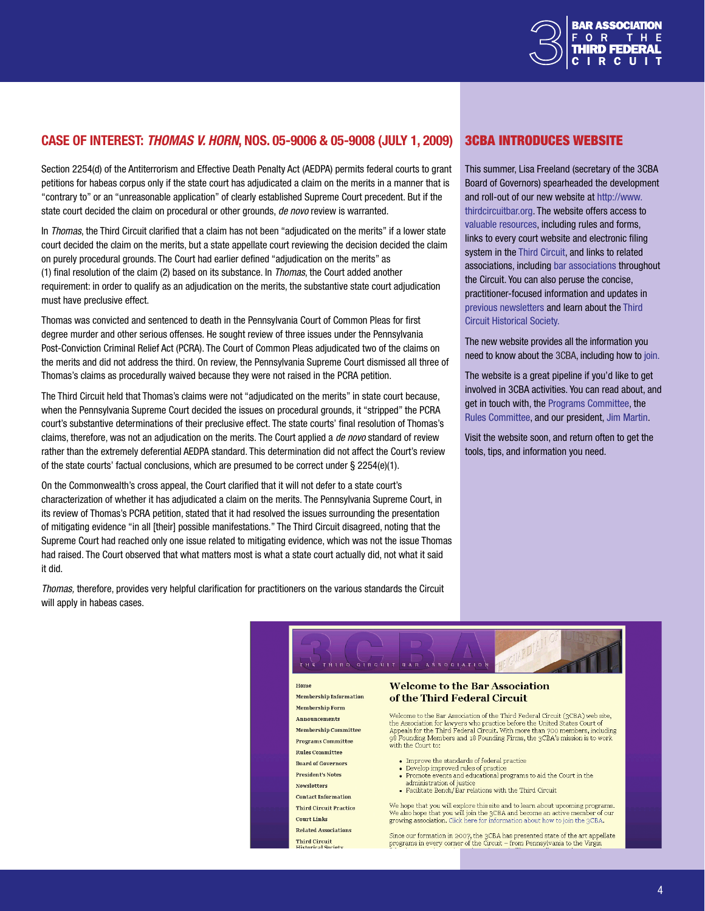## CASE OF INTEREST: *THOMAS V. HORN*, NOS. 05-9006 & 05-9008 (JULY 1, 2009)

Section 2254(d) of the Antiterrorism and Effective Death Penalty Act (AEDPA) permits federal courts to grant petitions for habeas corpus only if the state court has adjudicated a claim on the merits in a manner that is "contrary to" or an "unreasonable application" of clearly established Supreme Court precedent. But if the state court decided the claim on procedural or other grounds, *de novo* review is warranted.

In *Thomas*, the Third Circuit clarified that a claim has not been "adjudicated on the merits" if a lower state court decided the claim on the merits, but a state appellate court reviewing the decision decided the claim on purely procedural grounds. The Court had earlier defined "adjudication on the merits" as (1) final resolution of the claim (2) based on its substance. In *Thomas,* the Court added another requirement: in order to qualify as an adjudication on the merits, the substantive state court adjudication must have preclusive effect.

Thomas was convicted and sentenced to death in the Pennsylvania Court of Common Pleas for first degree murder and other serious offenses. He sought review of three issues under the Pennsylvania Post-Conviction Criminal Relief Act (PCRA). The Court of Common Pleas adjudicated two of the claims on the merits and did not address the third. On review, the Pennsylvania Supreme Court dismissed all three of Thomas's claims as procedurally waived because they were not raised in the PCRA petition.

The Third Circuit held that Thomas's claims were not "adjudicated on the merits" in state court because, when the Pennsylvania Supreme Court decided the issues on procedural grounds, it "stripped" the PCRA court's substantive determinations of their preclusive effect. The state courts' final resolution of Thomas's claims, therefore, was not an adjudication on the merits. The Court applied a *de novo* standard of review rather than the extremely deferential AEDPA standard. This determination did not affect the Court's review of the state courts' factual conclusions, which are presumed to be correct under § 2254(e)(1).

On the Commonwealth's cross appeal, the Court clarified that it will not defer to a state court's characterization of whether it has adjudicated a claim on the merits. The Pennsylvania Supreme Court, in its review of Thomas's PCRA petition, stated that it had resolved the issues surrounding the presentation of mitigating evidence "in all [their] possible manifestations." The Third Circuit disagreed, noting that the Supreme Court had reached only one issue related to mitigating evidence, which was not the issue Thomas had raised. The Court observed that what matters most is what a state court actually did, not what it said it did.

*Thomas,* therefore, provides very helpful clarification for practitioners on the various standards the Circuit will apply in habeas cases.

## 3CBA INTRODUCES WEBSITE

This summer, Lisa Freeland (secretary of the 3CBA Board of Governors) spearheaded the development and roll-out of our new website at http://www.thirdcircuitbar.org. The website offers access to valuable resources, including rules and forms, links to every court website and electronic filing system in the Third Circuit, and links to related associations, including bar associations throughout the Circuit. You can also peruse the concise, practitioner-focused information and updates in previous newsletters and learn about the Third Circuit Historical Society.

The new website provides all the information you need to know about the 3CBA, including how to join.

The website is a great pipeline if you'd like to get involved in 3CBA activities. You can read about, and get in touch with, the Programs Committee, the Rules Committee, and our president, Jim Martin.

Visit the website soon, and return often to get the tools, tips, and information you need.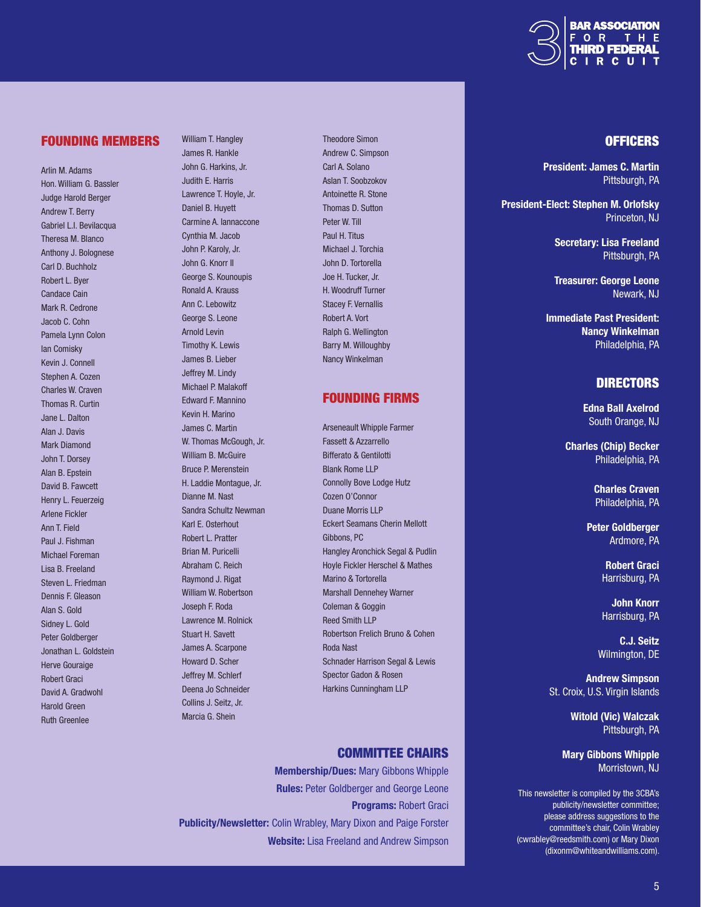BAR ASSOCIATION FOR THE THIRD FEDERAL CIRCUIT

## FOUNDING MEMBERS

Arlin M. Adams
Hon. William G. Bassler
Judge Harold Berger
Andrew T. Berry
Gabriel L.I. Bevilacqua
Theresa M. Blanco
Anthony J. Bolognese
Carl D. Buchholz
Robert L. Byer
Candace Cain
Mark R. Cedrone
Jacob C. Cohn
Pamela Lynn Colon
Ian Comisky
Kevin J. Connell
Stephen A. Cozen
Charles W. Craven
Thomas R. Curtin
Jane L. Dalton
Alan J. Davis
Mark Diamond
John T. Dorsey
Alan B. Epstein
David B. Fawcett
Henry L. Feuerzeig
Arlene Fickler
Ann T. Field
Paul J. Fishman
Michael Foreman
Lisa B. Freeland
Steven L. Friedman
Dennis F. Gleason
Alan S. Gold
Sidney L. Gold
Peter Goldberger
Jonathan L. Goldstein
Herve Gouraige
Robert Graci
David A. Gradwohl
Harold Green
Ruth Greenlee
William T. Hangley
James R. Hankle
John G. Harkins, Jr.
Judith E. Harris
Lawrence T. Hoyle, Jr.
Daniel B. Huyett
Carmine A. Iannaccone
Cynthia M. Jacob
John P. Karoly, Jr.
John G. Knorr II
George S. Kounoupis
Ronald A. Krauss
Ann C. Lebowitz
George S. Leone
Arnold Levin
Timothy K. Lewis
James B. Lieber
Jeffrey M. Lindy
Michael P. Malakoff
Edward F. Mannino
Kevin H. Marino
James C. Martin
W. Thomas McGough, Jr.
William B. McGuire
Bruce P. Merenstein
H. Laddie Montague, Jr.
Dianne M. Nast
Sandra Schultz Newman
Karl E. Osterhout
Robert L. Pratter
Brian M. Puricelli
Abraham C. Reich
Raymond J. Rigat
William W. Robertson
Joseph F. Roda
Lawrence M. Rolnick
Stuart H. Savett
James A. Scarpone
Howard D. Scher
Jeffrey M. Schlerf
Deena Jo Schneider
Collins J. Seitz, Jr.
Marcia G. Shein
Theodore Simon
Andrew C. Simpson
Carl A. Solano
Aslan T. Soobzokov
Antoinette R. Stone
Thomas D. Sutton
Peter W. Till
Paul H. Titus
Michael J. Torchia
John D. Tortorella
Joe H. Tucker, Jr.
H. Woodruff Turner
Stacey F. Vernallis
Robert A. Vort
Ralph G. Wellington
Barry M. Willoughby
Nancy Winkelman

## FOUNDING FIRMS

Arseneault Whipple Farmer Fassett & Azzarello
Bifferato & Gentilotti
Blank Rome LLP
Connolly Bove Lodge Hutz
Cozen O'Connor
Duane Morris LLP
Eckert Seamans Cherin Mellott
Gibbons, PC
Hangley Aronchick Segal & Pudlin
Hoyle Fickler Herschel & Mathes
Marino & Tortorella
Marshall Dennehey Warner Coleman & Goggin
Reed Smith LLP
Robertson Frelich Bruno & Cohen
Roda Nast
Schnader Harrison Segal & Lewis
Spector Gadon & Rosen
Harkins Cunningham LLP

## COMMITTEE CHAIRS

**Membership/Dues:** Mary Gibbons Whipple
**Rules:** Peter Goldberger and George Leone
**Programs:** Robert Graci
**Publicity/Newsletter:** Colin Wrabley, Mary Dixon and Paige Forster
**Website:** Lisa Freeland and Andrew Simpson

## OFFICERS

**President: James C. Martin**
Pittsburgh, PA

**President-Elect: Stephen M. Orlofsky**
Princeton, NJ

**Secretary: Lisa Freeland**
Pittsburgh, PA

**Treasurer: George Leone**
Newark, NJ

**Immediate Past President: Nancy Winkelman**
Philadelphia, PA

## DIRECTORS

**Edna Ball Axelrod**
South Orange, NJ

**Charles (Chip) Becker**
Philadelphia, PA

**Charles Craven**
Philadelphia, PA

**Peter Goldberger**
Ardmore, PA

**Robert Graci**
Harrisburg, PA

**John Knorr**
Harrisburg, PA

**C.J. Seitz**
Wilmington, DE

**Andrew Simpson**
St. Croix, U.S. Virgin Islands

**Witold (Vic) Walczak**
Pittsburgh, PA

**Mary Gibbons Whipple**
Morristown, NJ

This newsletter is compiled by the 3CBA's publicity/newsletter committee; please address suggestions to the committee's chair, Colin Wrabley (cwrabley@reedsmith.com) or Mary Dixon (dixonm@whiteandwilliams.com).